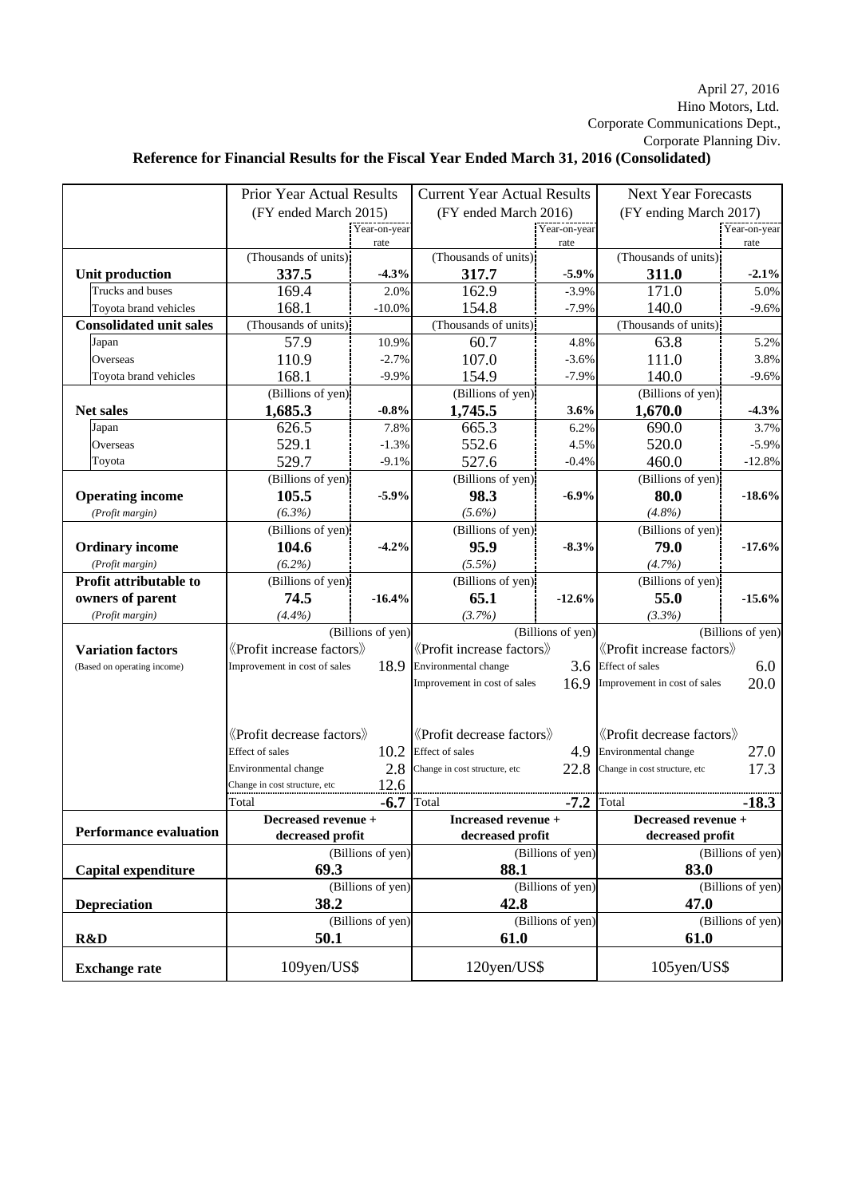April 27, 2016
Hino Motors, Ltd.
Corporate Communications Dept.,
Corporate Planning Div.

**Reference for Financial Results for the Fiscal Year Ended March 31, 2016 (Consolidated)**

| | Prior Year Actual Results (FY ended March 2015) | Year-on-year rate | Current Year Actual Results (FY ended March 2016) | Year-on-year rate | Next Year Forecasts (FY ending March 2017) | Year-on-year rate |
|---|---|---|---|---|---|---|
| **Unit production** | (Thousands of units) **337.5** | **-4.3%** | (Thousands of units) **317.7** | **-5.9%** | (Thousands of units) **311.0** | **-2.1%** |
| Trucks and buses | 169.4 | 2.0% | 162.9 | -3.9% | 171.0 | 5.0% |
| Toyota brand vehicles | 168.1 | -10.0% | 154.8 | -7.9% | 140.0 | -9.6% |
| **Consolidated unit sales** | (Thousands of units) | | (Thousands of units) | | (Thousands of units) | |
| Japan | 57.9 | 10.9% | 60.7 | 4.8% | 63.8 | 5.2% |
| Overseas | 110.9 | -2.7% | 107.0 | -3.6% | 111.0 | 3.8% |
| Toyota brand vehicles | 168.1 | -9.9% | 154.9 | -7.9% | 140.0 | -9.6% |
| **Net sales** | (Billions of yen) **1,685.3** | **-0.8%** | (Billions of yen) **1,745.5** | **3.6%** | (Billions of yen) **1,670.0** | **-4.3%** |
| Japan | 626.5 | 7.8% | 665.3 | 6.2% | 690.0 | 3.7% |
| Overseas | 529.1 | -1.3% | 552.6 | 4.5% | 520.0 | -5.9% |
| Toyota | 529.7 | -9.1% | 527.6 | -0.4% | 460.0 | -12.8% |
| **Operating income** | (Billions of yen) **105.5** | **-5.9%** | (Billions of yen) **98.3** | **-6.9%** | (Billions of yen) **80.0** | **-18.6%** |
| *(Profit margin)* | *(6.3%)* | | *(5.6%)* | | *(4.8%)* | |
| **Ordinary income** | (Billions of yen) **104.6** | **-4.2%** | (Billions of yen) **95.9** | **-8.3%** | (Billions of yen) **79.0** | **-17.6%** |
| *(Profit margin)* | *(6.2%)* | | *(5.5%)* | | *(4.7%)* | |
| **Profit attributable to owners of parent** | (Billions of yen) **74.5** | **-16.4%** | (Billions of yen) **65.1** | **-12.6%** | (Billions of yen) **55.0** | **-15.6%** |
| *(Profit margin)* | *(4.4%)* | | *(3.7%)* | | *(3.3%)* | |
| **Variation factors** (Based on operating income) | 《Profit increase factors》 | (Billions of yen) | 《Profit increase factors》 | (Billions of yen) | 《Profit increase factors》 | (Billions of yen) |
| | Improvement in cost of sales | 18.9 | Environmental change | 3.6 | Effect of sales | 6.0 |
| | | | Improvement in cost of sales | 16.9 | Improvement in cost of sales | 20.0 |
| | 《Profit decrease factors》 | | 《Profit decrease factors》 | | 《Profit decrease factors》 | |
| | Effect of sales | 10.2 | Effect of sales | 4.9 | Environmental change | 27.0 |
| | Environmental change | 2.8 | Change in cost structure, etc | 22.8 | Change in cost structure, etc | 17.3 |
| | Change in cost structure, etc | 12.6 | | | | |
| | Total | **-6.7** | Total | **-7.2** | Total | **-18.3** |
| **Performance evaluation** | **Decreased revenue + decreased profit** | | **Increased revenue + decreased profit** | | **Decreased revenue + decreased profit** | |
| **Capital expenditure** | **69.3** | (Billions of yen) | **88.1** | (Billions of yen) | **83.0** | (Billions of yen) |
| **Depreciation** | **38.2** | (Billions of yen) | **42.8** | (Billions of yen) | **47.0** | (Billions of yen) |
| **R&D** | **50.1** | (Billions of yen) | **61.0** | (Billions of yen) | **61.0** | (Billions of yen) |
| **Exchange rate** | 109yen/US$ | | 120yen/US$ | | 105yen/US$ | |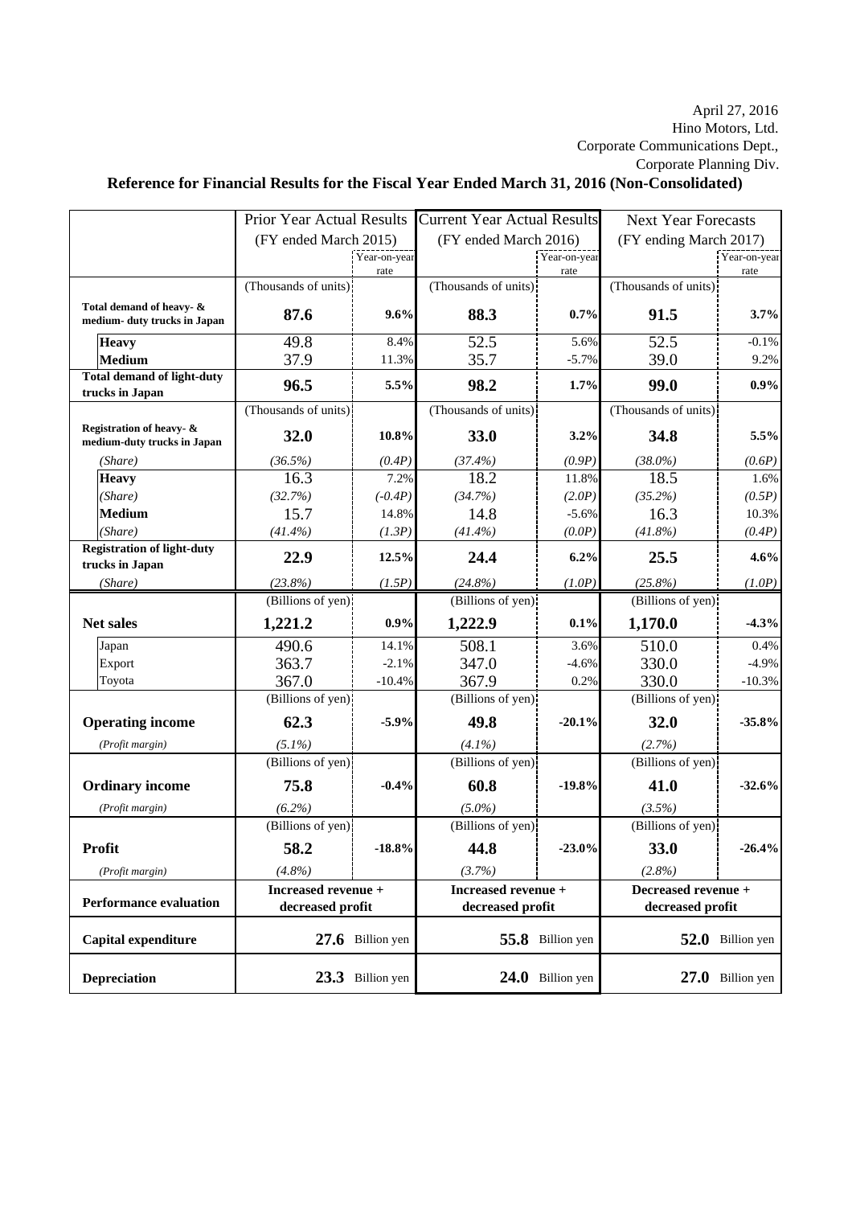April 27, 2016
Hino Motors, Ltd.
Corporate Communications Dept.,
Corporate Planning Div.

## Reference for Financial Results for the Fiscal Year Ended March 31, 2016 (Non-Consolidated)

| | Prior Year Actual Results (FY ended March 2015) | | Current Year Actual Results (FY ended March 2016) | | Next Year Forecasts (FY ending March 2017) | |
|---|---|---|---|---|---|---|
| | | Year-on-year rate | | Year-on-year rate | | Year-on-year rate |
| | (Thousands of units) | | (Thousands of units) | | (Thousands of units) | |
| **Total demand of heavy- & medium- duty trucks in Japan** | **87.6** | **9.6%** | **88.3** | **0.7%** | **91.5** | **3.7%** |
| **Heavy** | 49.8 | 8.4% | 52.5 | 5.6% | 52.5 | -0.1% |
| **Medium** | 37.9 | 11.3% | 35.7 | -5.7% | 39.0 | 9.2% |
| **Total demand of light-duty trucks in Japan** | **96.5** | **5.5%** | **98.2** | **1.7%** | **99.0** | **0.9%** |
| | (Thousands of units) | | (Thousands of units) | | (Thousands of units) | |
| **Registration of heavy- & medium-duty trucks in Japan** | **32.0** | **10.8%** | **33.0** | **3.2%** | **34.8** | **5.5%** |
| *(Share)* | *(36.5%)* | *(0.4P)* | *(37.4%)* | *(0.9P)* | *(38.0%)* | *(0.6P)* |
| **Heavy** | 16.3 | 7.2% | 18.2 | 11.8% | 18.5 | 1.6% |
| *(Share)* | *(32.7%)* | *(-0.4P)* | *(34.7%)* | *(2.0P)* | *(35.2%)* | *(0.5P)* |
| **Medium** | 15.7 | 14.8% | 14.8 | -5.6% | 16.3 | 10.3% |
| *(Share)* | *(41.4%)* | *(1.3P)* | *(41.4%)* | *(0.0P)* | *(41.8%)* | *(0.4P)* |
| **Registration of light-duty trucks in Japan** | **22.9** | **12.5%** | **24.4** | **6.2%** | **25.5** | **4.6%** |
| *(Share)* | *(23.8%)* | *(1.5P)* | *(24.8%)* | *(1.0P)* | *(25.8%)* | *(1.0P)* |
| | (Billions of yen) | | (Billions of yen) | | (Billions of yen) | |
| **Net sales** | **1,221.2** | **0.9%** | **1,222.9** | **0.1%** | **1,170.0** | **-4.3%** |
| Japan | 490.6 | 14.1% | 508.1 | 3.6% | 510.0 | 0.4% |
| Export | 363.7 | -2.1% | 347.0 | -4.6% | 330.0 | -4.9% |
| Toyota | 367.0 | -10.4% | 367.9 | 0.2% | 330.0 | -10.3% |
| | (Billions of yen) | | (Billions of yen) | | (Billions of yen) | |
| **Operating income** | **62.3** | **-5.9%** | **49.8** | **-20.1%** | **32.0** | **-35.8%** |
| *(Profit margin)* | *(5.1%)* | | *(4.1%)* | | *(2.7%)* | |
| | (Billions of yen) | | (Billions of yen) | | (Billions of yen) | |
| **Ordinary income** | **75.8** | **-0.4%** | **60.8** | **-19.8%** | **41.0** | **-32.6%** |
| *(Profit margin)* | *(6.2%)* | | *(5.0%)* | | *(3.5%)* | |
| | (Billions of yen) | | (Billions of yen) | | (Billions of yen) | |
| **Profit** | **58.2** | **-18.8%** | **44.8** | **-23.0%** | **33.0** | **-26.4%** |
| *(Profit margin)* | *(4.8%)* | | *(3.7%)* | | *(2.8%)* | |
| **Performance evaluation** | **Increased revenue + decreased profit** | | **Increased revenue + decreased profit** | | **Decreased revenue + decreased profit** | |
| **Capital expenditure** | **27.6** | Billion yen | **55.8** | Billion yen | **52.0** | Billion yen |
| **Depreciation** | **23.3** | Billion yen | **24.0** | Billion yen | **27.0** | Billion yen |